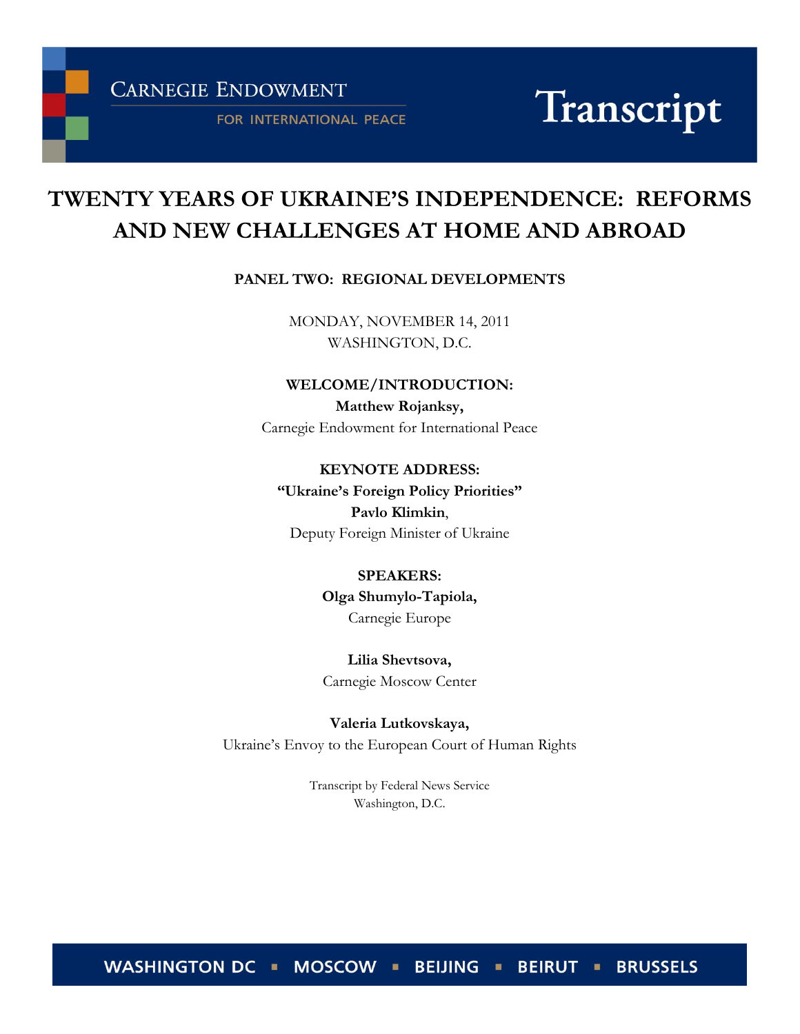**CARNEGIE ENDOWMENT**
FOR INTERNATIONAL PEACE

**Transcript**

# TWENTY YEARS OF UKRAINE'S INDEPENDENCE: REFORMS AND NEW CHALLENGES AT HOME AND ABROAD

**PANEL TWO: REGIONAL DEVELOPMENTS**

MONDAY, NOVEMBER 14, 2011
WASHINGTON, D.C.

**WELCOME/INTRODUCTION:**
**Matthew Rojanksy,**
Carnegie Endowment for International Peace

**KEYNOTE ADDRESS:**
**"Ukraine's Foreign Policy Priorities"**
**Pavlo Klimkin**,
Deputy Foreign Minister of Ukraine

**SPEAKERS:**
**Olga Shumylo-Tapiola,**
Carnegie Europe

**Lilia Shevtsova,**
Carnegie Moscow Center

**Valeria Lutkovskaya,**
Ukraine's Envoy to the European Court of Human Rights

Transcript by Federal News Service
Washington, D.C.

WASHINGTON DC ▪ MOSCOW ▪ BEIJING ▪ BEIRUT ▪ BRUSSELS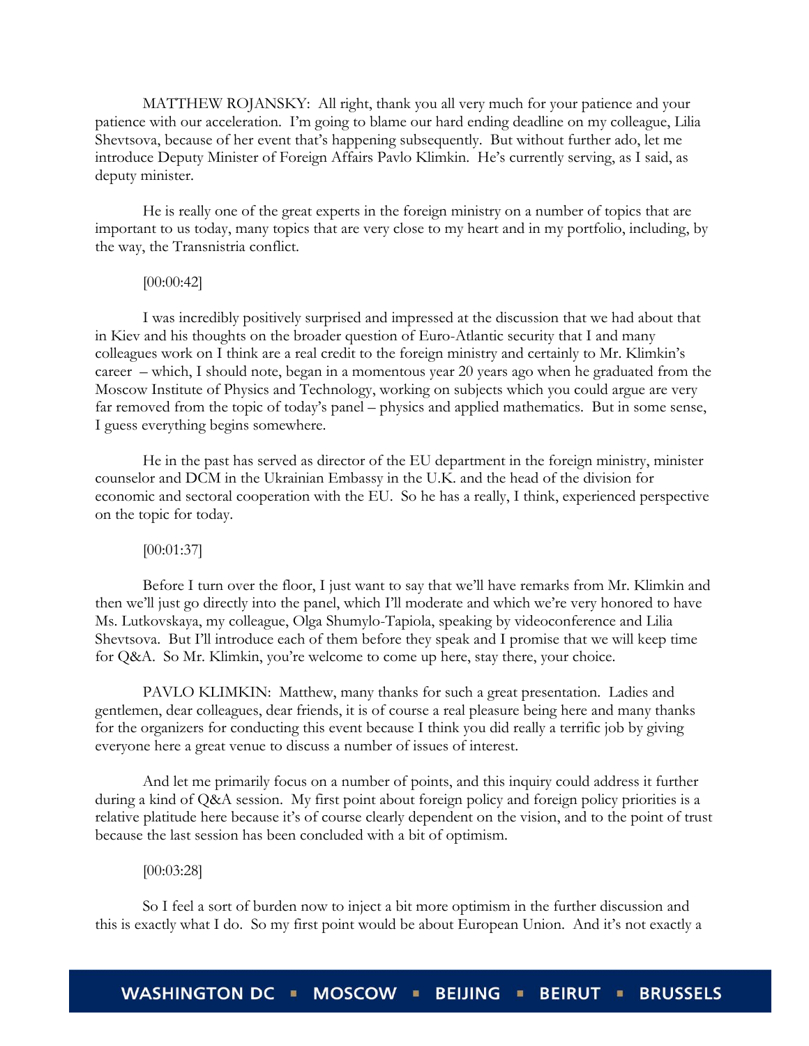MATTHEW ROJANSKY: All right, thank you all very much for your patience and your patience with our acceleration. I'm going to blame our hard ending deadline on my colleague, Lilia Shevtsova, because of her event that's happening subsequently. But without further ado, let me introduce Deputy Minister of Foreign Affairs Pavlo Klimkin. He's currently serving, as I said, as deputy minister.

He is really one of the great experts in the foreign ministry on a number of topics that are important to us today, many topics that are very close to my heart and in my portfolio, including, by the way, the Transnistria conflict.

[00:00:42]

I was incredibly positively surprised and impressed at the discussion that we had about that in Kiev and his thoughts on the broader question of Euro-Atlantic security that I and many colleagues work on I think are a real credit to the foreign ministry and certainly to Mr. Klimkin's career – which, I should note, began in a momentous year 20 years ago when he graduated from the Moscow Institute of Physics and Technology, working on subjects which you could argue are very far removed from the topic of today's panel – physics and applied mathematics. But in some sense, I guess everything begins somewhere.

He in the past has served as director of the EU department in the foreign ministry, minister counselor and DCM in the Ukrainian Embassy in the U.K. and the head of the division for economic and sectoral cooperation with the EU. So he has a really, I think, experienced perspective on the topic for today.

[00:01:37]

Before I turn over the floor, I just want to say that we'll have remarks from Mr. Klimkin and then we'll just go directly into the panel, which I'll moderate and which we're very honored to have Ms. Lutkovskaya, my colleague, Olga Shumylo-Tapiola, speaking by videoconference and Lilia Shevtsova. But I'll introduce each of them before they speak and I promise that we will keep time for Q&A. So Mr. Klimkin, you're welcome to come up here, stay there, your choice.

PAVLO KLIMKIN: Matthew, many thanks for such a great presentation. Ladies and gentlemen, dear colleagues, dear friends, it is of course a real pleasure being here and many thanks for the organizers for conducting this event because I think you did really a terrific job by giving everyone here a great venue to discuss a number of issues of interest.

And let me primarily focus on a number of points, and this inquiry could address it further during a kind of Q&A session. My first point about foreign policy and foreign policy priorities is a relative platitude here because it's of course clearly dependent on the vision, and to the point of trust because the last session has been concluded with a bit of optimism.

[00:03:28]

So I feel a sort of burden now to inject a bit more optimism in the further discussion and this is exactly what I do. So my first point would be about European Union. And it's not exactly a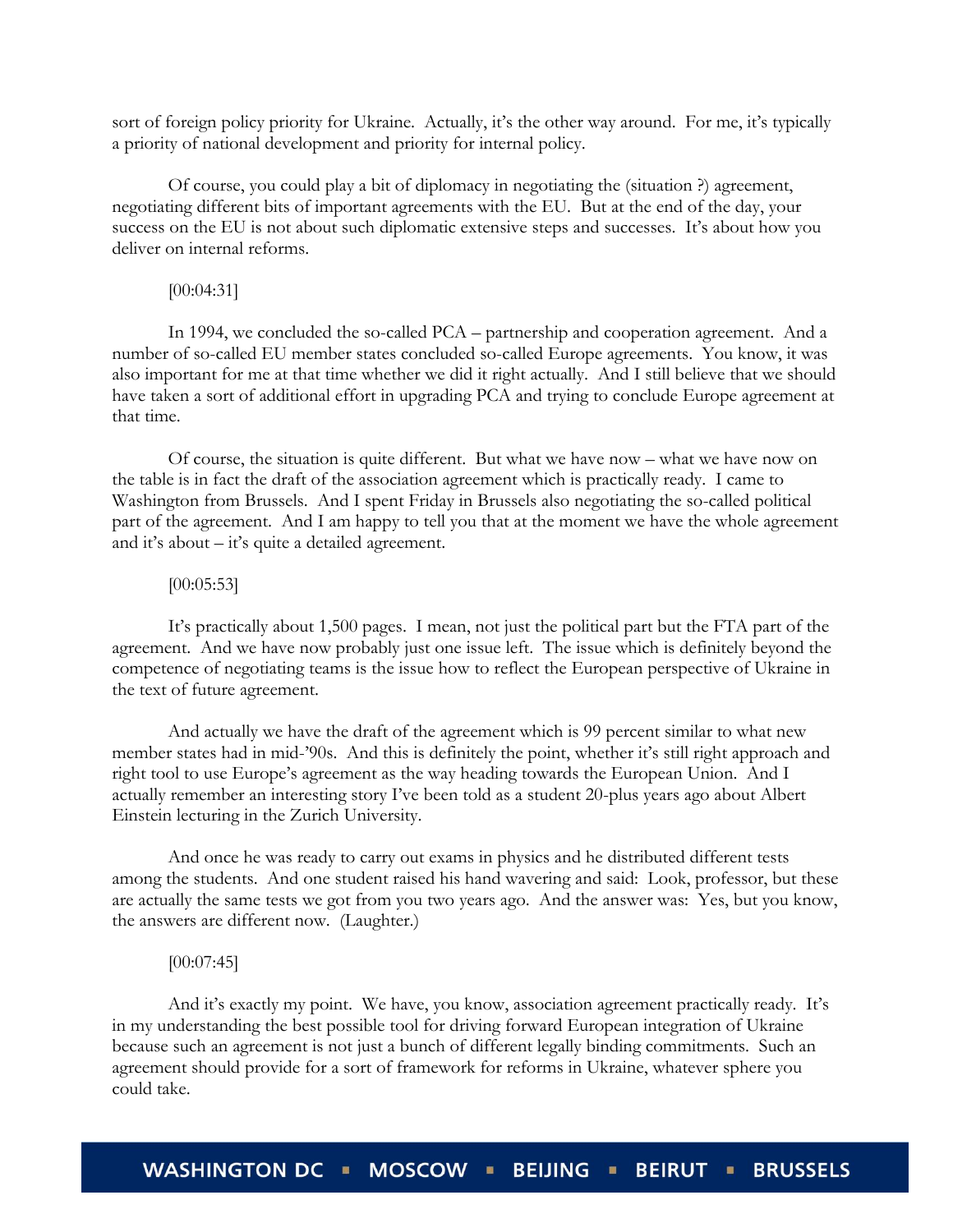sort of foreign policy priority for Ukraine. Actually, it's the other way around. For me, it's typically a priority of national development and priority for internal policy.

Of course, you could play a bit of diplomacy in negotiating the (situation ?) agreement, negotiating different bits of important agreements with the EU. But at the end of the day, your success on the EU is not about such diplomatic extensive steps and successes. It's about how you deliver on internal reforms.

[00:04:31]

In 1994, we concluded the so-called PCA – partnership and cooperation agreement. And a number of so-called EU member states concluded so-called Europe agreements. You know, it was also important for me at that time whether we did it right actually. And I still believe that we should have taken a sort of additional effort in upgrading PCA and trying to conclude Europe agreement at that time.

Of course, the situation is quite different. But what we have now – what we have now on the table is in fact the draft of the association agreement which is practically ready. I came to Washington from Brussels. And I spent Friday in Brussels also negotiating the so-called political part of the agreement. And I am happy to tell you that at the moment we have the whole agreement and it's about – it's quite a detailed agreement.

[00:05:53]

It's practically about 1,500 pages. I mean, not just the political part but the FTA part of the agreement. And we have now probably just one issue left. The issue which is definitely beyond the competence of negotiating teams is the issue how to reflect the European perspective of Ukraine in the text of future agreement.

And actually we have the draft of the agreement which is 99 percent similar to what new member states had in mid-'90s. And this is definitely the point, whether it's still right approach and right tool to use Europe's agreement as the way heading towards the European Union. And I actually remember an interesting story I've been told as a student 20-plus years ago about Albert Einstein lecturing in the Zurich University.

And once he was ready to carry out exams in physics and he distributed different tests among the students. And one student raised his hand wavering and said: Look, professor, but these are actually the same tests we got from you two years ago. And the answer was: Yes, but you know, the answers are different now. (Laughter.)

[00:07:45]

And it's exactly my point. We have, you know, association agreement practically ready. It's in my understanding the best possible tool for driving forward European integration of Ukraine because such an agreement is not just a bunch of different legally binding commitments. Such an agreement should provide for a sort of framework for reforms in Ukraine, whatever sphere you could take.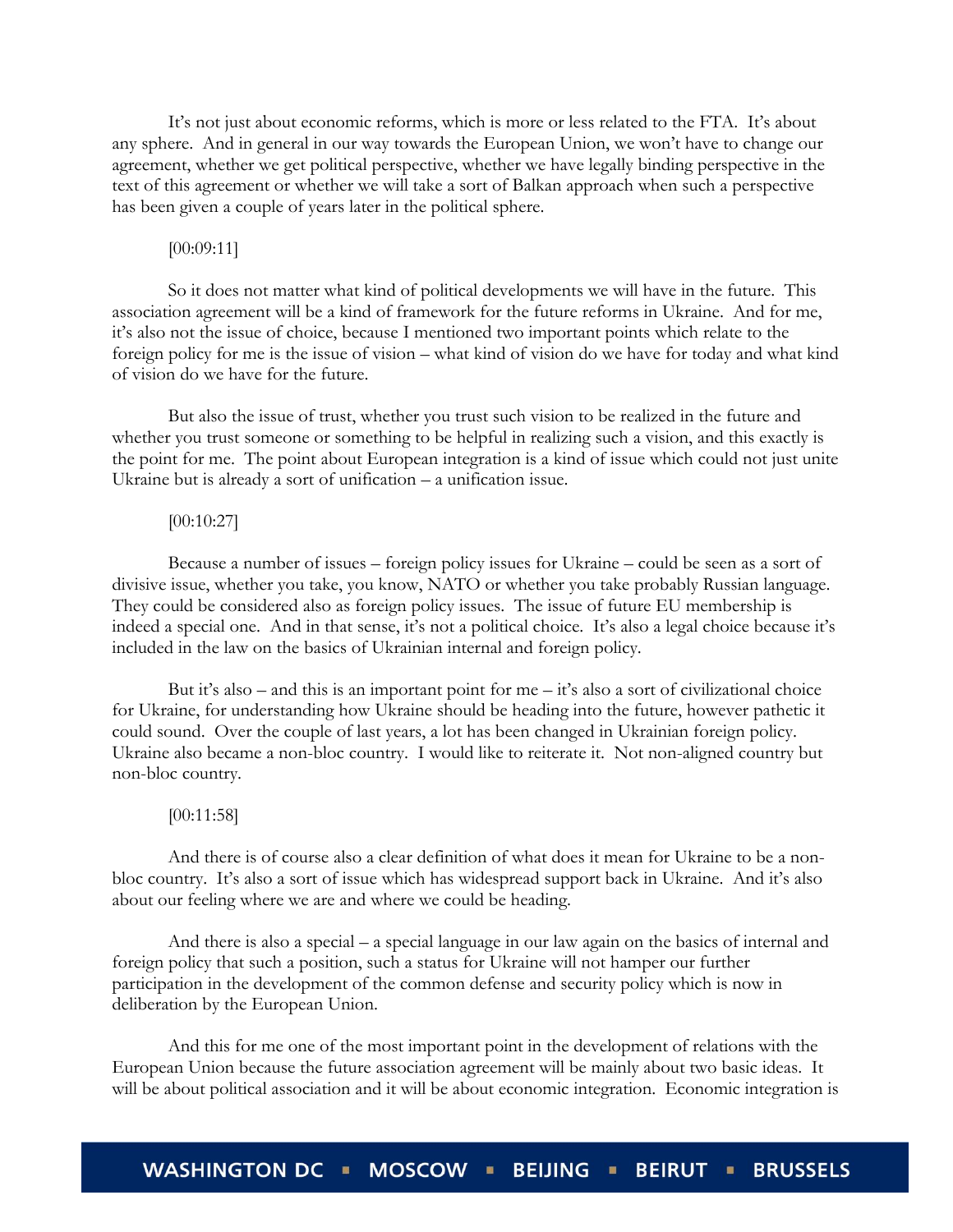It's not just about economic reforms, which is more or less related to the FTA. It's about any sphere. And in general in our way towards the European Union, we won't have to change our agreement, whether we get political perspective, whether we have legally binding perspective in the text of this agreement or whether we will take a sort of Balkan approach when such a perspective has been given a couple of years later in the political sphere.

[00:09:11]

So it does not matter what kind of political developments we will have in the future. This association agreement will be a kind of framework for the future reforms in Ukraine. And for me, it's also not the issue of choice, because I mentioned two important points which relate to the foreign policy for me is the issue of vision – what kind of vision do we have for today and what kind of vision do we have for the future.

But also the issue of trust, whether you trust such vision to be realized in the future and whether you trust someone or something to be helpful in realizing such a vision, and this exactly is the point for me. The point about European integration is a kind of issue which could not just unite Ukraine but is already a sort of unification – a unification issue.

[00:10:27]

Because a number of issues – foreign policy issues for Ukraine – could be seen as a sort of divisive issue, whether you take, you know, NATO or whether you take probably Russian language. They could be considered also as foreign policy issues. The issue of future EU membership is indeed a special one. And in that sense, it's not a political choice. It's also a legal choice because it's included in the law on the basics of Ukrainian internal and foreign policy.

But it's also – and this is an important point for me – it's also a sort of civilizational choice for Ukraine, for understanding how Ukraine should be heading into the future, however pathetic it could sound. Over the couple of last years, a lot has been changed in Ukrainian foreign policy. Ukraine also became a non-bloc country. I would like to reiterate it. Not non-aligned country but non-bloc country.

[00:11:58]

And there is of course also a clear definition of what does it mean for Ukraine to be a non-bloc country. It's also a sort of issue which has widespread support back in Ukraine. And it's also about our feeling where we are and where we could be heading.

And there is also a special – a special language in our law again on the basics of internal and foreign policy that such a position, such a status for Ukraine will not hamper our further participation in the development of the common defense and security policy which is now in deliberation by the European Union.

And this for me one of the most important point in the development of relations with the European Union because the future association agreement will be mainly about two basic ideas. It will be about political association and it will be about economic integration. Economic integration is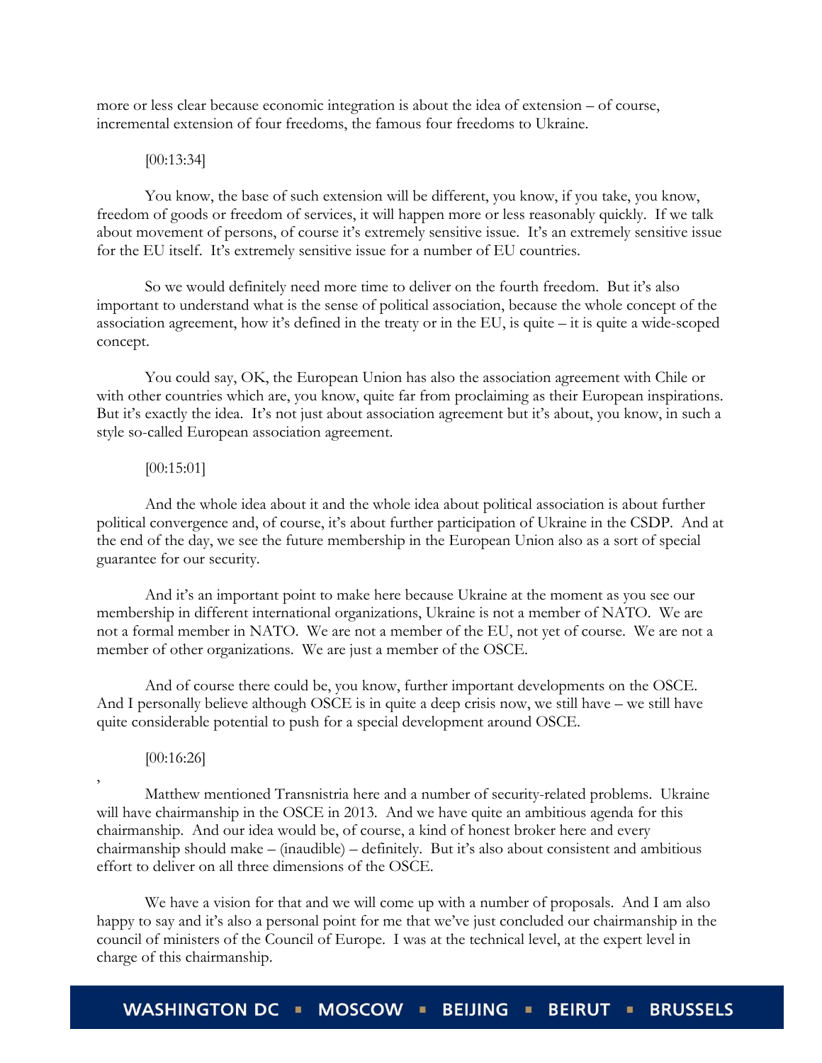more or less clear because economic integration is about the idea of extension – of course, incremental extension of four freedoms, the famous four freedoms to Ukraine.

[00:13:34]

You know, the base of such extension will be different, you know, if you take, you know, freedom of goods or freedom of services, it will happen more or less reasonably quickly. If we talk about movement of persons, of course it's extremely sensitive issue. It's an extremely sensitive issue for the EU itself. It's extremely sensitive issue for a number of EU countries.

So we would definitely need more time to deliver on the fourth freedom. But it's also important to understand what is the sense of political association, because the whole concept of the association agreement, how it's defined in the treaty or in the EU, is quite – it is quite a wide-scoped concept.

You could say, OK, the European Union has also the association agreement with Chile or with other countries which are, you know, quite far from proclaiming as their European inspirations. But it's exactly the idea. It's not just about association agreement but it's about, you know, in such a style so-called European association agreement.

[00:15:01]

And the whole idea about it and the whole idea about political association is about further political convergence and, of course, it's about further participation of Ukraine in the CSDP. And at the end of the day, we see the future membership in the European Union also as a sort of special guarantee for our security.

And it's an important point to make here because Ukraine at the moment as you see our membership in different international organizations, Ukraine is not a member of NATO. We are not a formal member in NATO. We are not a member of the EU, not yet of course. We are not a member of other organizations. We are just a member of the OSCE.

And of course there could be, you know, further important developments on the OSCE. And I personally believe although OSCE is in quite a deep crisis now, we still have – we still have quite considerable potential to push for a special development around OSCE.

[00:16:26]

Matthew mentioned Transnistria here and a number of security-related problems. Ukraine will have chairmanship in the OSCE in 2013. And we have quite an ambitious agenda for this chairmanship. And our idea would be, of course, a kind of honest broker here and every chairmanship should make – (inaudible) – definitely. But it's also about consistent and ambitious effort to deliver on all three dimensions of the OSCE.

We have a vision for that and we will come up with a number of proposals. And I am also happy to say and it's also a personal point for me that we've just concluded our chairmanship in the council of ministers of the Council of Europe. I was at the technical level, at the expert level in charge of this chairmanship.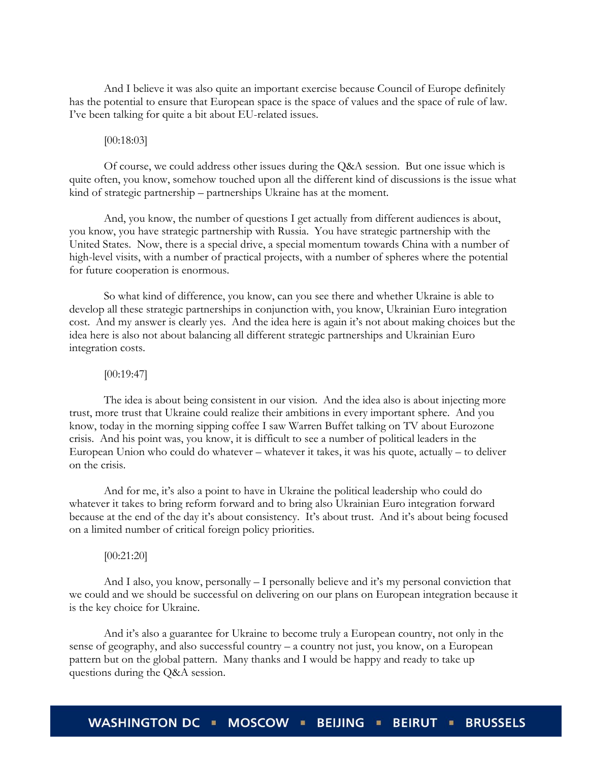And I believe it was also quite an important exercise because Council of Europe definitely has the potential to ensure that European space is the space of values and the space of rule of law. I've been talking for quite a bit about EU-related issues.

[00:18:03]

Of course, we could address other issues during the Q&A session. But one issue which is quite often, you know, somehow touched upon all the different kind of discussions is the issue what kind of strategic partnership – partnerships Ukraine has at the moment.

And, you know, the number of questions I get actually from different audiences is about, you know, you have strategic partnership with Russia. You have strategic partnership with the United States. Now, there is a special drive, a special momentum towards China with a number of high-level visits, with a number of practical projects, with a number of spheres where the potential for future cooperation is enormous.

So what kind of difference, you know, can you see there and whether Ukraine is able to develop all these strategic partnerships in conjunction with, you know, Ukrainian Euro integration cost. And my answer is clearly yes. And the idea here is again it's not about making choices but the idea here is also not about balancing all different strategic partnerships and Ukrainian Euro integration costs.

[00:19:47]

The idea is about being consistent in our vision. And the idea also is about injecting more trust, more trust that Ukraine could realize their ambitions in every important sphere. And you know, today in the morning sipping coffee I saw Warren Buffet talking on TV about Eurozone crisis. And his point was, you know, it is difficult to see a number of political leaders in the European Union who could do whatever – whatever it takes, it was his quote, actually – to deliver on the crisis.

And for me, it's also a point to have in Ukraine the political leadership who could do whatever it takes to bring reform forward and to bring also Ukrainian Euro integration forward because at the end of the day it's about consistency. It's about trust. And it's about being focused on a limited number of critical foreign policy priorities.

[00:21:20]

And I also, you know, personally – I personally believe and it's my personal conviction that we could and we should be successful on delivering on our plans on European integration because it is the key choice for Ukraine.

And it's also a guarantee for Ukraine to become truly a European country, not only in the sense of geography, and also successful country – a country not just, you know, on a European pattern but on the global pattern. Many thanks and I would be happy and ready to take up questions during the Q&A session.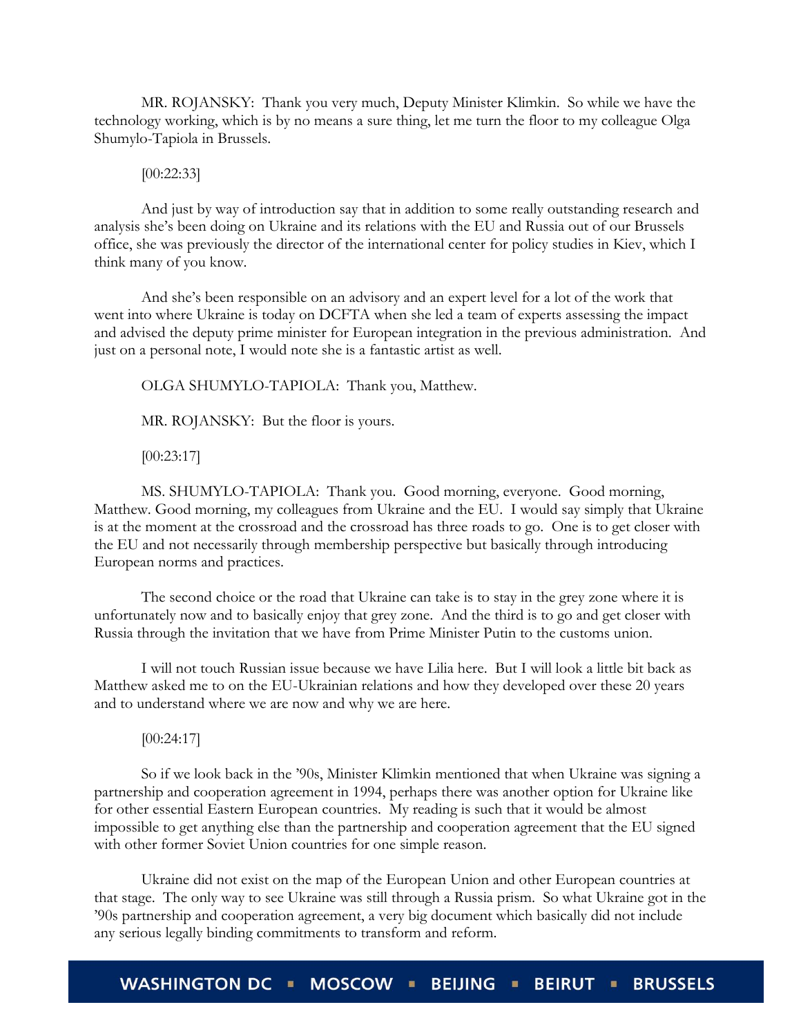MR. ROJANSKY: Thank you very much, Deputy Minister Klimkin. So while we have the technology working, which is by no means a sure thing, let me turn the floor to my colleague Olga Shumylo-Tapiola in Brussels.

[00:22:33]

And just by way of introduction say that in addition to some really outstanding research and analysis she's been doing on Ukraine and its relations with the EU and Russia out of our Brussels office, she was previously the director of the international center for policy studies in Kiev, which I think many of you know.

And she's been responsible on an advisory and an expert level for a lot of the work that went into where Ukraine is today on DCFTA when she led a team of experts assessing the impact and advised the deputy prime minister for European integration in the previous administration. And just on a personal note, I would note she is a fantastic artist as well.

OLGA SHUMYLO-TAPIOLA: Thank you, Matthew.

MR. ROJANSKY: But the floor is yours.

[00:23:17]

MS. SHUMYLO-TAPIOLA: Thank you. Good morning, everyone. Good morning, Matthew. Good morning, my colleagues from Ukraine and the EU. I would say simply that Ukraine is at the moment at the crossroad and the crossroad has three roads to go. One is to get closer with the EU and not necessarily through membership perspective but basically through introducing European norms and practices.

The second choice or the road that Ukraine can take is to stay in the grey zone where it is unfortunately now and to basically enjoy that grey zone. And the third is to go and get closer with Russia through the invitation that we have from Prime Minister Putin to the customs union.

I will not touch Russian issue because we have Lilia here. But I will look a little bit back as Matthew asked me to on the EU-Ukrainian relations and how they developed over these 20 years and to understand where we are now and why we are here.

[00:24:17]

So if we look back in the '90s, Minister Klimkin mentioned that when Ukraine was signing a partnership and cooperation agreement in 1994, perhaps there was another option for Ukraine like for other essential Eastern European countries. My reading is such that it would be almost impossible to get anything else than the partnership and cooperation agreement that the EU signed with other former Soviet Union countries for one simple reason.

Ukraine did not exist on the map of the European Union and other European countries at that stage. The only way to see Ukraine was still through a Russia prism. So what Ukraine got in the '90s partnership and cooperation agreement, a very big document which basically did not include any serious legally binding commitments to transform and reform.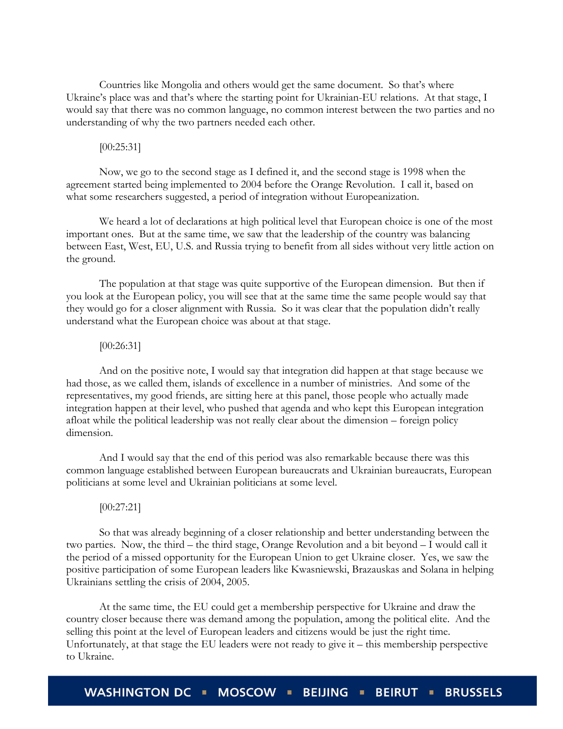Countries like Mongolia and others would get the same document. So that's where Ukraine's place was and that's where the starting point for Ukrainian-EU relations. At that stage, I would say that there was no common language, no common interest between the two parties and no understanding of why the two partners needed each other.

[00:25:31]

Now, we go to the second stage as I defined it, and the second stage is 1998 when the agreement started being implemented to 2004 before the Orange Revolution. I call it, based on what some researchers suggested, a period of integration without Europeanization.

We heard a lot of declarations at high political level that European choice is one of the most important ones. But at the same time, we saw that the leadership of the country was balancing between East, West, EU, U.S. and Russia trying to benefit from all sides without very little action on the ground.

The population at that stage was quite supportive of the European dimension. But then if you look at the European policy, you will see that at the same time the same people would say that they would go for a closer alignment with Russia. So it was clear that the population didn't really understand what the European choice was about at that stage.

[00:26:31]

And on the positive note, I would say that integration did happen at that stage because we had those, as we called them, islands of excellence in a number of ministries. And some of the representatives, my good friends, are sitting here at this panel, those people who actually made integration happen at their level, who pushed that agenda and who kept this European integration afloat while the political leadership was not really clear about the dimension – foreign policy dimension.

And I would say that the end of this period was also remarkable because there was this common language established between European bureaucrats and Ukrainian bureaucrats, European politicians at some level and Ukrainian politicians at some level.

[00:27:21]

So that was already beginning of a closer relationship and better understanding between the two parties. Now, the third – the third stage, Orange Revolution and a bit beyond – I would call it the period of a missed opportunity for the European Union to get Ukraine closer. Yes, we saw the positive participation of some European leaders like Kwasniewski, Brazauskas and Solana in helping Ukrainians settling the crisis of 2004, 2005.

At the same time, the EU could get a membership perspective for Ukraine and draw the country closer because there was demand among the population, among the political elite. And the selling this point at the level of European leaders and citizens would be just the right time. Unfortunately, at that stage the EU leaders were not ready to give it – this membership perspective to Ukraine.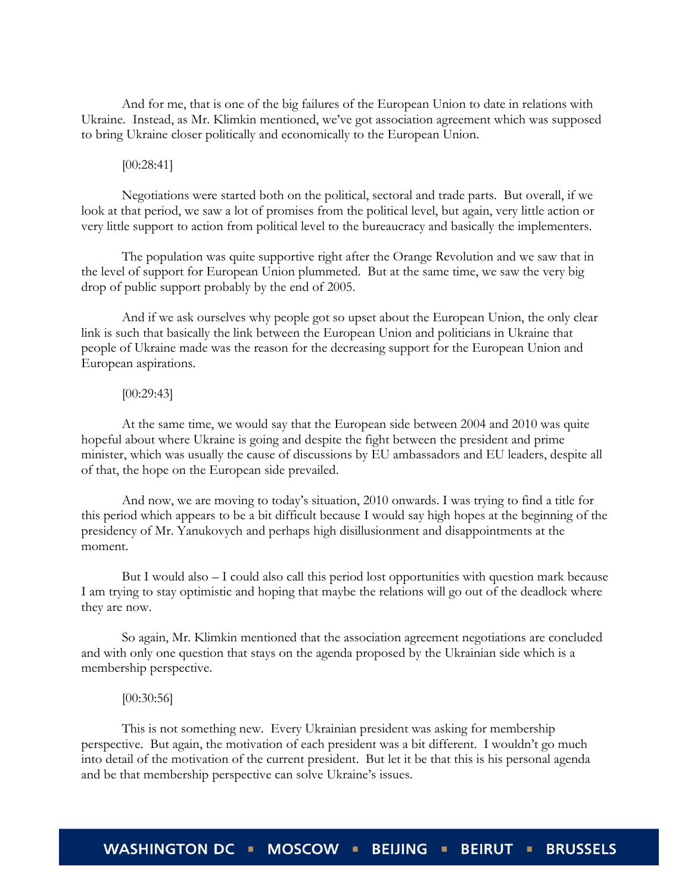And for me, that is one of the big failures of the European Union to date in relations with Ukraine. Instead, as Mr. Klimkin mentioned, we've got association agreement which was supposed to bring Ukraine closer politically and economically to the European Union.

[00:28:41]

Negotiations were started both on the political, sectoral and trade parts. But overall, if we look at that period, we saw a lot of promises from the political level, but again, very little action or very little support to action from political level to the bureaucracy and basically the implementers.

The population was quite supportive right after the Orange Revolution and we saw that in the level of support for European Union plummeted. But at the same time, we saw the very big drop of public support probably by the end of 2005.

And if we ask ourselves why people got so upset about the European Union, the only clear link is such that basically the link between the European Union and politicians in Ukraine that people of Ukraine made was the reason for the decreasing support for the European Union and European aspirations.

[00:29:43]

At the same time, we would say that the European side between 2004 and 2010 was quite hopeful about where Ukraine is going and despite the fight between the president and prime minister, which was usually the cause of discussions by EU ambassadors and EU leaders, despite all of that, the hope on the European side prevailed.

And now, we are moving to today's situation, 2010 onwards. I was trying to find a title for this period which appears to be a bit difficult because I would say high hopes at the beginning of the presidency of Mr. Yanukovych and perhaps high disillusionment and disappointments at the moment.

But I would also – I could also call this period lost opportunities with question mark because I am trying to stay optimistic and hoping that maybe the relations will go out of the deadlock where they are now.

So again, Mr. Klimkin mentioned that the association agreement negotiations are concluded and with only one question that stays on the agenda proposed by the Ukrainian side which is a membership perspective.

[00:30:56]

This is not something new. Every Ukrainian president was asking for membership perspective. But again, the motivation of each president was a bit different. I wouldn't go much into detail of the motivation of the current president. But let it be that this is his personal agenda and be that membership perspective can solve Ukraine's issues.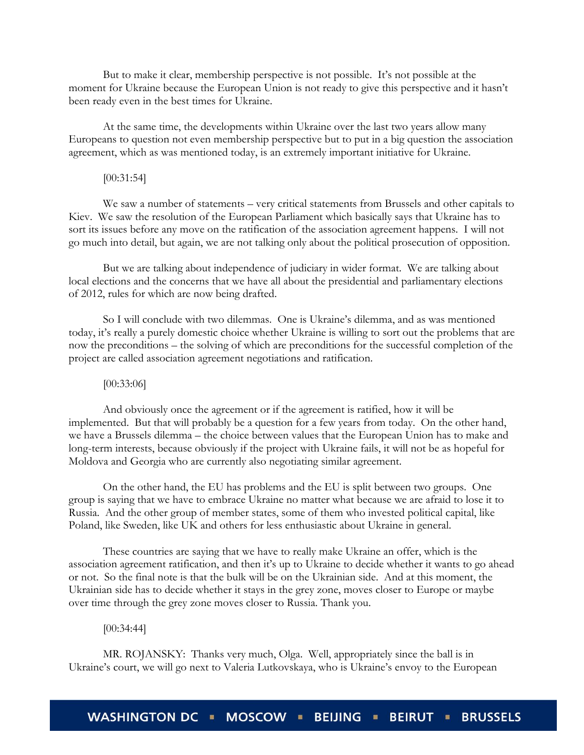But to make it clear, membership perspective is not possible. It's not possible at the moment for Ukraine because the European Union is not ready to give this perspective and it hasn't been ready even in the best times for Ukraine.

At the same time, the developments within Ukraine over the last two years allow many Europeans to question not even membership perspective but to put in a big question the association agreement, which as was mentioned today, is an extremely important initiative for Ukraine.

[00:31:54]

We saw a number of statements – very critical statements from Brussels and other capitals to Kiev. We saw the resolution of the European Parliament which basically says that Ukraine has to sort its issues before any move on the ratification of the association agreement happens. I will not go much into detail, but again, we are not talking only about the political prosecution of opposition.

But we are talking about independence of judiciary in wider format. We are talking about local elections and the concerns that we have all about the presidential and parliamentary elections of 2012, rules for which are now being drafted.

So I will conclude with two dilemmas. One is Ukraine's dilemma, and as was mentioned today, it's really a purely domestic choice whether Ukraine is willing to sort out the problems that are now the preconditions – the solving of which are preconditions for the successful completion of the project are called association agreement negotiations and ratification.

[00:33:06]

And obviously once the agreement or if the agreement is ratified, how it will be implemented. But that will probably be a question for a few years from today. On the other hand, we have a Brussels dilemma – the choice between values that the European Union has to make and long-term interests, because obviously if the project with Ukraine fails, it will not be as hopeful for Moldova and Georgia who are currently also negotiating similar agreement.

On the other hand, the EU has problems and the EU is split between two groups. One group is saying that we have to embrace Ukraine no matter what because we are afraid to lose it to Russia. And the other group of member states, some of them who invested political capital, like Poland, like Sweden, like UK and others for less enthusiastic about Ukraine in general.

These countries are saying that we have to really make Ukraine an offer, which is the association agreement ratification, and then it's up to Ukraine to decide whether it wants to go ahead or not. So the final note is that the bulk will be on the Ukrainian side. And at this moment, the Ukrainian side has to decide whether it stays in the grey zone, moves closer to Europe or maybe over time through the grey zone moves closer to Russia. Thank you.

[00:34:44]

MR. ROJANSKY: Thanks very much, Olga. Well, appropriately since the ball is in Ukraine's court, we will go next to Valeria Lutkovskaya, who is Ukraine's envoy to the European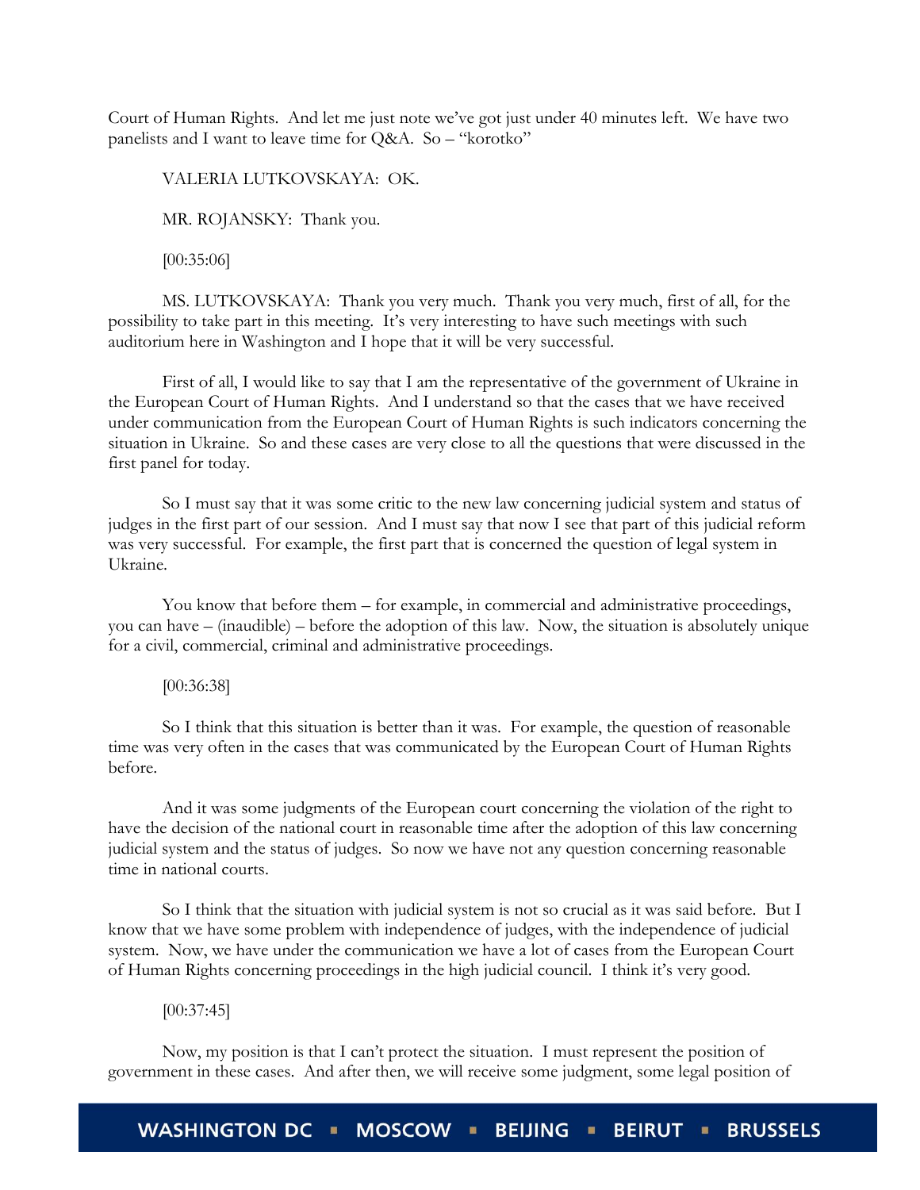Court of Human Rights. And let me just note we've got just under 40 minutes left. We have two panelists and I want to leave time for Q&A. So – "korotko"

VALERIA LUTKOVSKAYA: OK.

MR. ROJANSKY: Thank you.

[00:35:06]

MS. LUTKOVSKAYA: Thank you very much. Thank you very much, first of all, for the possibility to take part in this meeting. It's very interesting to have such meetings with such auditorium here in Washington and I hope that it will be very successful.

First of all, I would like to say that I am the representative of the government of Ukraine in the European Court of Human Rights. And I understand so that the cases that we have received under communication from the European Court of Human Rights is such indicators concerning the situation in Ukraine. So and these cases are very close to all the questions that were discussed in the first panel for today.

So I must say that it was some critic to the new law concerning judicial system and status of judges in the first part of our session. And I must say that now I see that part of this judicial reform was very successful. For example, the first part that is concerned the question of legal system in Ukraine.

You know that before them – for example, in commercial and administrative proceedings, you can have – (inaudible) – before the adoption of this law. Now, the situation is absolutely unique for a civil, commercial, criminal and administrative proceedings.

[00:36:38]

So I think that this situation is better than it was. For example, the question of reasonable time was very often in the cases that was communicated by the European Court of Human Rights before.

And it was some judgments of the European court concerning the violation of the right to have the decision of the national court in reasonable time after the adoption of this law concerning judicial system and the status of judges. So now we have not any question concerning reasonable time in national courts.

So I think that the situation with judicial system is not so crucial as it was said before. But I know that we have some problem with independence of judges, with the independence of judicial system. Now, we have under the communication we have a lot of cases from the European Court of Human Rights concerning proceedings in the high judicial council. I think it's very good.

[00:37:45]

Now, my position is that I can't protect the situation. I must represent the position of government in these cases. And after then, we will receive some judgment, some legal position of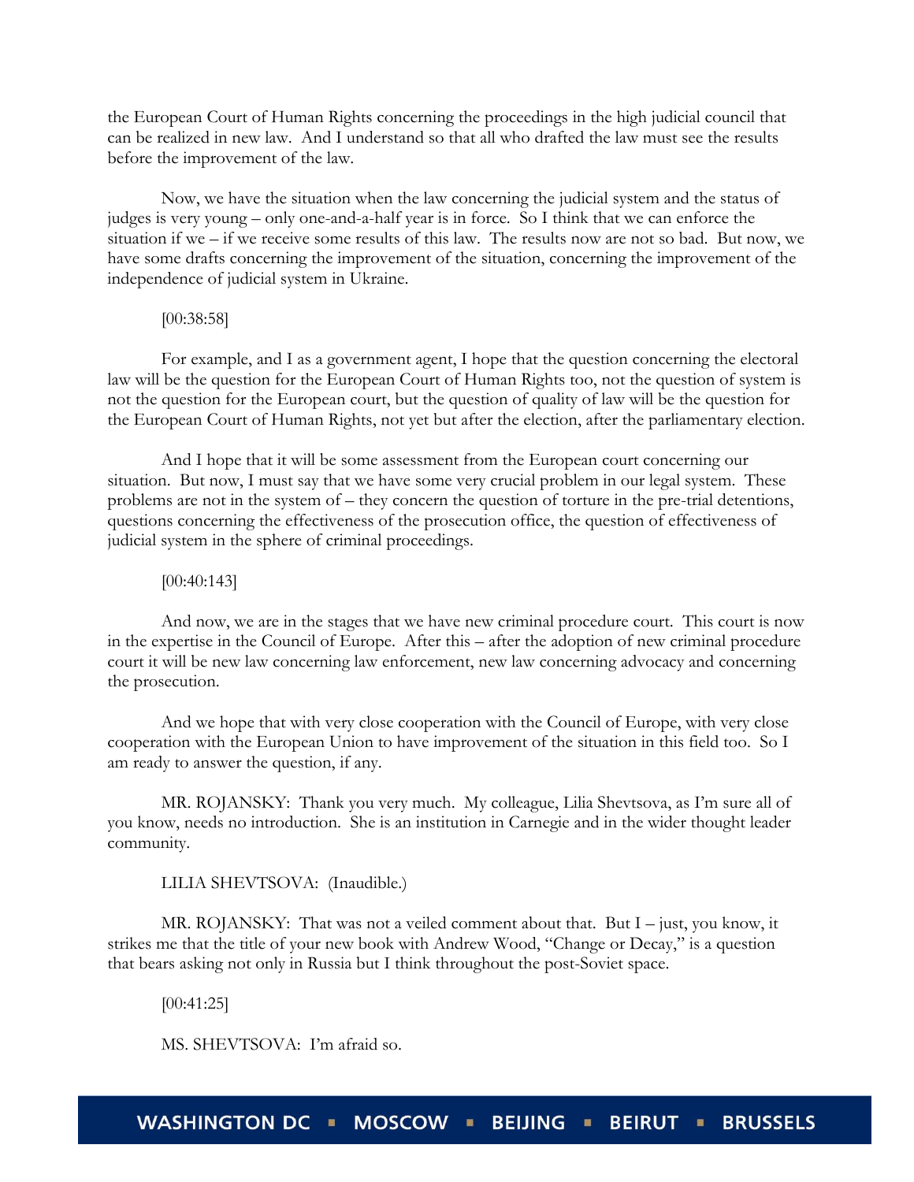the European Court of Human Rights concerning the proceedings in the high judicial council that can be realized in new law. And I understand so that all who drafted the law must see the results before the improvement of the law.

Now, we have the situation when the law concerning the judicial system and the status of judges is very young – only one-and-a-half year is in force. So I think that we can enforce the situation if we – if we receive some results of this law. The results now are not so bad. But now, we have some drafts concerning the improvement of the situation, concerning the improvement of the independence of judicial system in Ukraine.

[00:38:58]

For example, and I as a government agent, I hope that the question concerning the electoral law will be the question for the European Court of Human Rights too, not the question of system is not the question for the European court, but the question of quality of law will be the question for the European Court of Human Rights, not yet but after the election, after the parliamentary election.

And I hope that it will be some assessment from the European court concerning our situation. But now, I must say that we have some very crucial problem in our legal system. These problems are not in the system of – they concern the question of torture in the pre-trial detentions, questions concerning the effectiveness of the prosecution office, the question of effectiveness of judicial system in the sphere of criminal proceedings.

[00:40:143]

And now, we are in the stages that we have new criminal procedure court. This court is now in the expertise in the Council of Europe. After this – after the adoption of new criminal procedure court it will be new law concerning law enforcement, new law concerning advocacy and concerning the prosecution.

And we hope that with very close cooperation with the Council of Europe, with very close cooperation with the European Union to have improvement of the situation in this field too. So I am ready to answer the question, if any.

MR. ROJANSKY: Thank you very much. My colleague, Lilia Shevtsova, as I'm sure all of you know, needs no introduction. She is an institution in Carnegie and in the wider thought leader community.

LILIA SHEVTSOVA: (Inaudible.)

MR. ROJANSKY: That was not a veiled comment about that. But I – just, you know, it strikes me that the title of your new book with Andrew Wood, "Change or Decay," is a question that bears asking not only in Russia but I think throughout the post-Soviet space.

[00:41:25]

MS. SHEVTSOVA: I'm afraid so.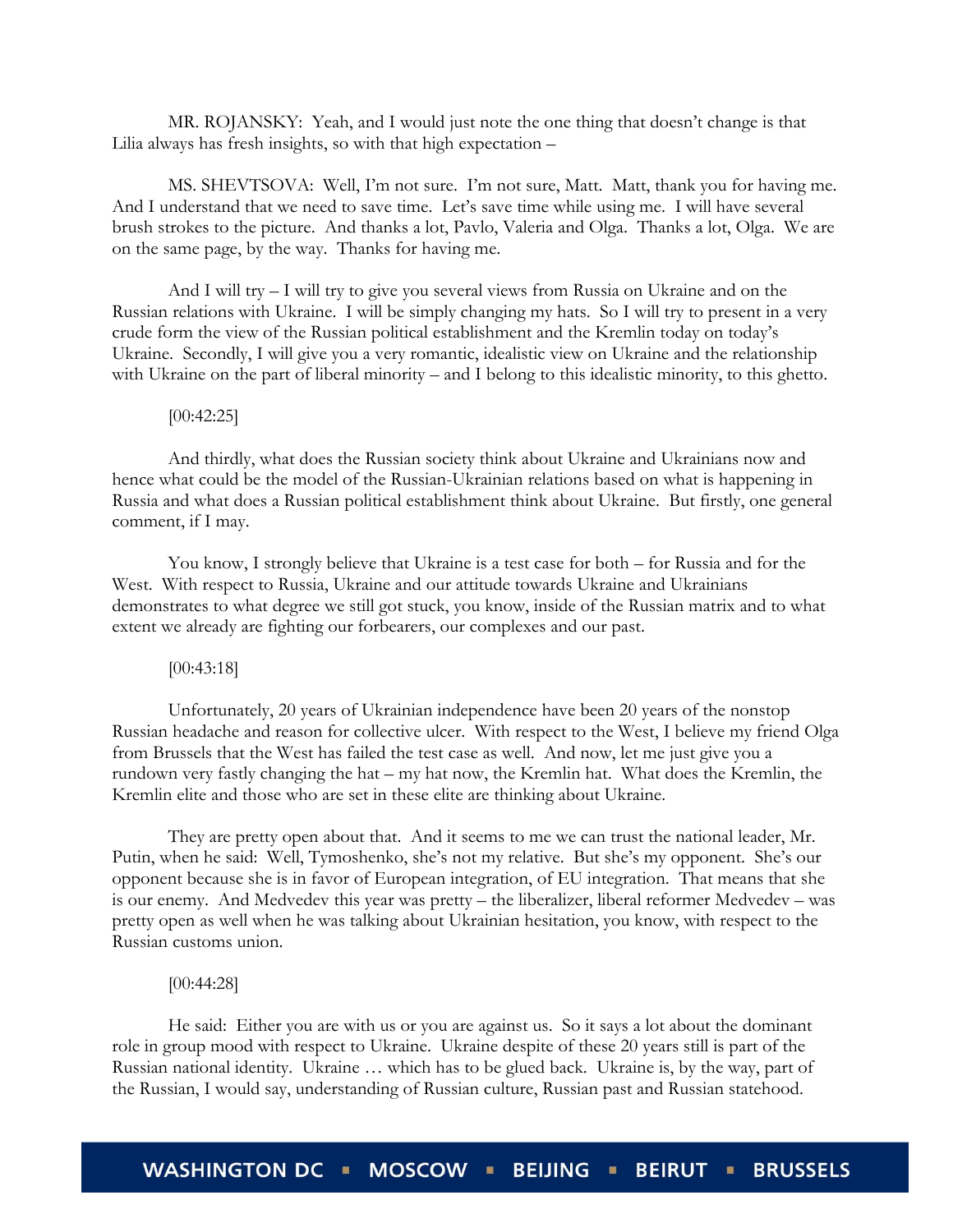MR. ROJANSKY: Yeah, and I would just note the one thing that doesn't change is that Lilia always has fresh insights, so with that high expectation –

MS. SHEVTSOVA: Well, I'm not sure. I'm not sure, Matt. Matt, thank you for having me. And I understand that we need to save time. Let's save time while using me. I will have several brush strokes to the picture. And thanks a lot, Pavlo, Valeria and Olga. Thanks a lot, Olga. We are on the same page, by the way. Thanks for having me.

And I will try – I will try to give you several views from Russia on Ukraine and on the Russian relations with Ukraine. I will be simply changing my hats. So I will try to present in a very crude form the view of the Russian political establishment and the Kremlin today on today's Ukraine. Secondly, I will give you a very romantic, idealistic view on Ukraine and the relationship with Ukraine on the part of liberal minority – and I belong to this idealistic minority, to this ghetto.

[00:42:25]

And thirdly, what does the Russian society think about Ukraine and Ukrainians now and hence what could be the model of the Russian-Ukrainian relations based on what is happening in Russia and what does a Russian political establishment think about Ukraine. But firstly, one general comment, if I may.

You know, I strongly believe that Ukraine is a test case for both – for Russia and for the West. With respect to Russia, Ukraine and our attitude towards Ukraine and Ukrainians demonstrates to what degree we still got stuck, you know, inside of the Russian matrix and to what extent we already are fighting our forbearers, our complexes and our past.

[00:43:18]

Unfortunately, 20 years of Ukrainian independence have been 20 years of the nonstop Russian headache and reason for collective ulcer. With respect to the West, I believe my friend Olga from Brussels that the West has failed the test case as well. And now, let me just give you a rundown very fastly changing the hat – my hat now, the Kremlin hat. What does the Kremlin, the Kremlin elite and those who are set in these elite are thinking about Ukraine.

They are pretty open about that. And it seems to me we can trust the national leader, Mr. Putin, when he said: Well, Tymoshenko, she's not my relative. But she's my opponent. She's our opponent because she is in favor of European integration, of EU integration. That means that she is our enemy. And Medvedev this year was pretty – the liberalizer, liberal reformer Medvedev – was pretty open as well when he was talking about Ukrainian hesitation, you know, with respect to the Russian customs union.

[00:44:28]

He said: Either you are with us or you are against us. So it says a lot about the dominant role in group mood with respect to Ukraine. Ukraine despite of these 20 years still is part of the Russian national identity. Ukraine … which has to be glued back. Ukraine is, by the way, part of the Russian, I would say, understanding of Russian culture, Russian past and Russian statehood.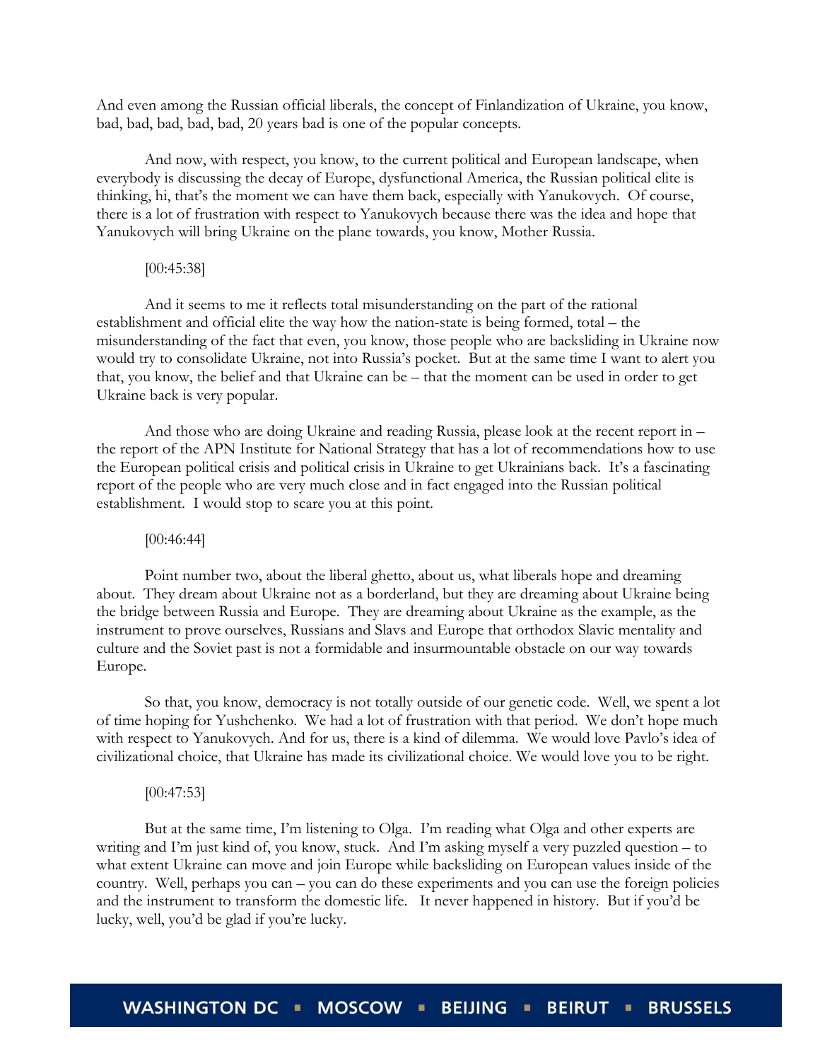And even among the Russian official liberals, the concept of Finlandization of Ukraine, you know, bad, bad, bad, bad, bad, 20 years bad is one of the popular concepts.

And now, with respect, you know, to the current political and European landscape, when everybody is discussing the decay of Europe, dysfunctional America, the Russian political elite is thinking, hi, that's the moment we can have them back, especially with Yanukovych. Of course, there is a lot of frustration with respect to Yanukovych because there was the idea and hope that Yanukovych will bring Ukraine on the plane towards, you know, Mother Russia.

[00:45:38]

And it seems to me it reflects total misunderstanding on the part of the rational establishment and official elite the way how the nation-state is being formed, total – the misunderstanding of the fact that even, you know, those people who are backsliding in Ukraine now would try to consolidate Ukraine, not into Russia's pocket. But at the same time I want to alert you that, you know, the belief and that Ukraine can be – that the moment can be used in order to get Ukraine back is very popular.

And those who are doing Ukraine and reading Russia, please look at the recent report in – the report of the APN Institute for National Strategy that has a lot of recommendations how to use the European political crisis and political crisis in Ukraine to get Ukrainians back. It's a fascinating report of the people who are very much close and in fact engaged into the Russian political establishment. I would stop to scare you at this point.

[00:46:44]

Point number two, about the liberal ghetto, about us, what liberals hope and dreaming about. They dream about Ukraine not as a borderland, but they are dreaming about Ukraine being the bridge between Russia and Europe. They are dreaming about Ukraine as the example, as the instrument to prove ourselves, Russians and Slavs and Europe that orthodox Slavic mentality and culture and the Soviet past is not a formidable and insurmountable obstacle on our way towards Europe.

So that, you know, democracy is not totally outside of our genetic code. Well, we spent a lot of time hoping for Yushchenko. We had a lot of frustration with that period. We don't hope much with respect to Yanukovych. And for us, there is a kind of dilemma. We would love Pavlo's idea of civilizational choice, that Ukraine has made its civilizational choice. We would love you to be right.

[00:47:53]

But at the same time, I'm listening to Olga. I'm reading what Olga and other experts are writing and I'm just kind of, you know, stuck. And I'm asking myself a very puzzled question – to what extent Ukraine can move and join Europe while backsliding on European values inside of the country. Well, perhaps you can – you can do these experiments and you can use the foreign policies and the instrument to transform the domestic life. It never happened in history. But if you'd be lucky, well, you'd be glad if you're lucky.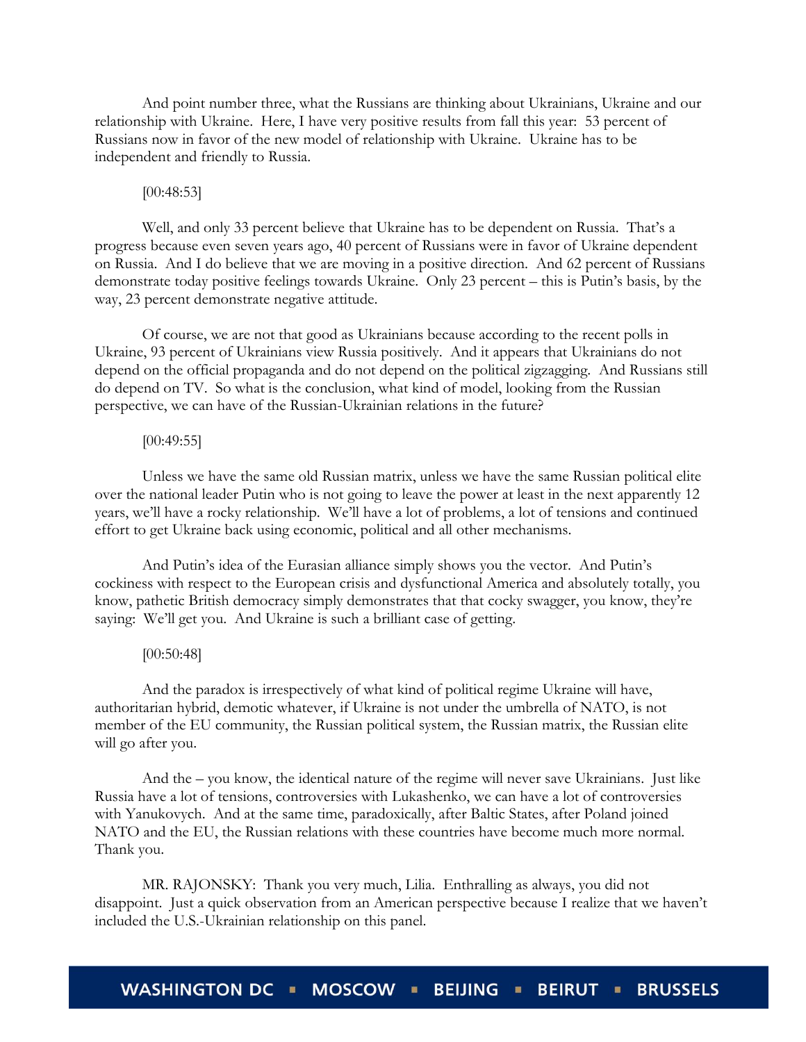And point number three, what the Russians are thinking about Ukrainians, Ukraine and our relationship with Ukraine. Here, I have very positive results from fall this year: 53 percent of Russians now in favor of the new model of relationship with Ukraine. Ukraine has to be independent and friendly to Russia.

[00:48:53]

Well, and only 33 percent believe that Ukraine has to be dependent on Russia. That's a progress because even seven years ago, 40 percent of Russians were in favor of Ukraine dependent on Russia. And I do believe that we are moving in a positive direction. And 62 percent of Russians demonstrate today positive feelings towards Ukraine. Only 23 percent – this is Putin's basis, by the way, 23 percent demonstrate negative attitude.

Of course, we are not that good as Ukrainians because according to the recent polls in Ukraine, 93 percent of Ukrainians view Russia positively. And it appears that Ukrainians do not depend on the official propaganda and do not depend on the political zigzagging. And Russians still do depend on TV. So what is the conclusion, what kind of model, looking from the Russian perspective, we can have of the Russian-Ukrainian relations in the future?

[00:49:55]

Unless we have the same old Russian matrix, unless we have the same Russian political elite over the national leader Putin who is not going to leave the power at least in the next apparently 12 years, we'll have a rocky relationship. We'll have a lot of problems, a lot of tensions and continued effort to get Ukraine back using economic, political and all other mechanisms.

And Putin's idea of the Eurasian alliance simply shows you the vector. And Putin's cockiness with respect to the European crisis and dysfunctional America and absolutely totally, you know, pathetic British democracy simply demonstrates that that cocky swagger, you know, they're saying: We'll get you. And Ukraine is such a brilliant case of getting.

[00:50:48]

And the paradox is irrespectively of what kind of political regime Ukraine will have, authoritarian hybrid, demotic whatever, if Ukraine is not under the umbrella of NATO, is not member of the EU community, the Russian political system, the Russian matrix, the Russian elite will go after you.

And the – you know, the identical nature of the regime will never save Ukrainians. Just like Russia have a lot of tensions, controversies with Lukashenko, we can have a lot of controversies with Yanukovych. And at the same time, paradoxically, after Baltic States, after Poland joined NATO and the EU, the Russian relations with these countries have become much more normal. Thank you.

MR. RAJONSKY: Thank you very much, Lilia. Enthralling as always, you did not disappoint. Just a quick observation from an American perspective because I realize that we haven't included the U.S.-Ukrainian relationship on this panel.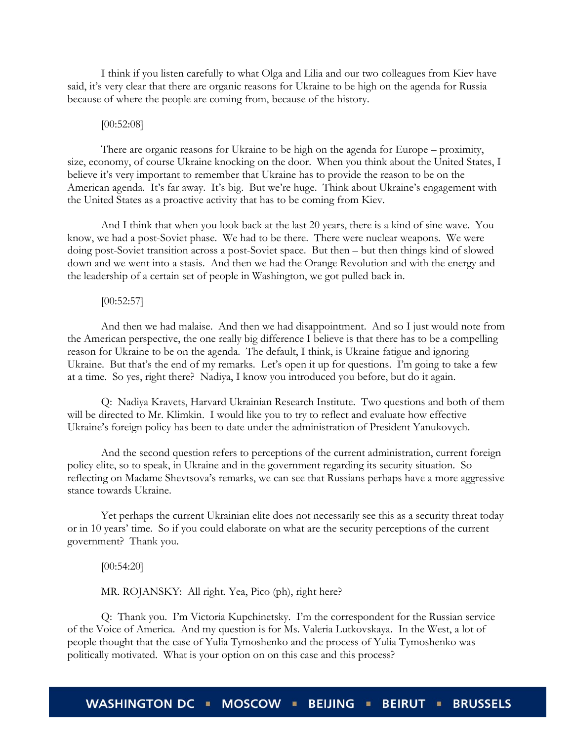I think if you listen carefully to what Olga and Lilia and our two colleagues from Kiev have said, it's very clear that there are organic reasons for Ukraine to be high on the agenda for Russia because of where the people are coming from, because of the history.

[00:52:08]

There are organic reasons for Ukraine to be high on the agenda for Europe – proximity, size, economy, of course Ukraine knocking on the door. When you think about the United States, I believe it's very important to remember that Ukraine has to provide the reason to be on the American agenda. It's far away. It's big. But we're huge. Think about Ukraine's engagement with the United States as a proactive activity that has to be coming from Kiev.

And I think that when you look back at the last 20 years, there is a kind of sine wave. You know, we had a post-Soviet phase. We had to be there. There were nuclear weapons. We were doing post-Soviet transition across a post-Soviet space. But then – but then things kind of slowed down and we went into a stasis. And then we had the Orange Revolution and with the energy and the leadership of a certain set of people in Washington, we got pulled back in.

[00:52:57]

And then we had malaise. And then we had disappointment. And so I just would note from the American perspective, the one really big difference I believe is that there has to be a compelling reason for Ukraine to be on the agenda. The default, I think, is Ukraine fatigue and ignoring Ukraine. But that's the end of my remarks. Let's open it up for questions. I'm going to take a few at a time. So yes, right there? Nadiya, I know you introduced you before, but do it again.

Q: Nadiya Kravets, Harvard Ukrainian Research Institute. Two questions and both of them will be directed to Mr. Klimkin. I would like you to try to reflect and evaluate how effective Ukraine's foreign policy has been to date under the administration of President Yanukovych.

And the second question refers to perceptions of the current administration, current foreign policy elite, so to speak, in Ukraine and in the government regarding its security situation. So reflecting on Madame Shevtsova's remarks, we can see that Russians perhaps have a more aggressive stance towards Ukraine.

Yet perhaps the current Ukrainian elite does not necessarily see this as a security threat today or in 10 years' time. So if you could elaborate on what are the security perceptions of the current government? Thank you.

[00:54:20]

MR. ROJANSKY: All right. Yea, Pico (ph), right here?

Q: Thank you. I'm Victoria Kupchinetsky. I'm the correspondent for the Russian service of the Voice of America. And my question is for Ms. Valeria Lutkovskaya. In the West, a lot of people thought that the case of Yulia Tymoshenko and the process of Yulia Tymoshenko was politically motivated. What is your option on on this case and this process?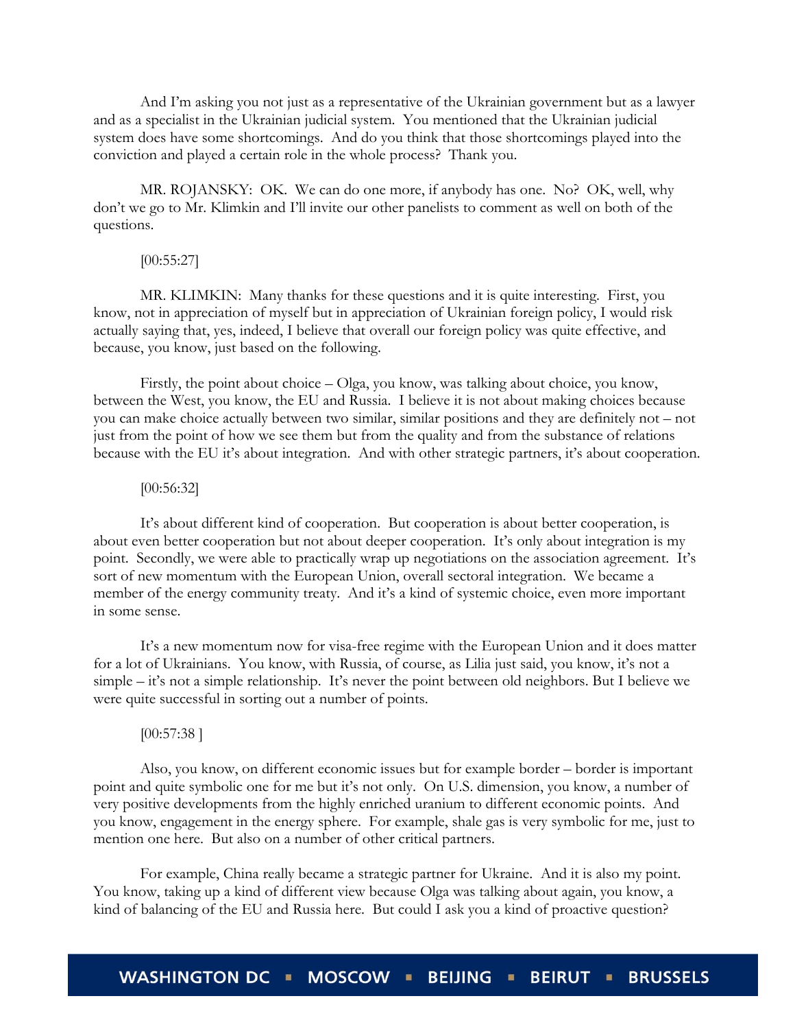And I'm asking you not just as a representative of the Ukrainian government but as a lawyer and as a specialist in the Ukrainian judicial system. You mentioned that the Ukrainian judicial system does have some shortcomings. And do you think that those shortcomings played into the conviction and played a certain role in the whole process? Thank you.

MR. ROJANSKY: OK. We can do one more, if anybody has one. No? OK, well, why don't we go to Mr. Klimkin and I'll invite our other panelists to comment as well on both of the questions.

[00:55:27]

MR. KLIMKIN: Many thanks for these questions and it is quite interesting. First, you know, not in appreciation of myself but in appreciation of Ukrainian foreign policy, I would risk actually saying that, yes, indeed, I believe that overall our foreign policy was quite effective, and because, you know, just based on the following.

Firstly, the point about choice – Olga, you know, was talking about choice, you know, between the West, you know, the EU and Russia. I believe it is not about making choices because you can make choice actually between two similar, similar positions and they are definitely not – not just from the point of how we see them but from the quality and from the substance of relations because with the EU it's about integration. And with other strategic partners, it's about cooperation.

[00:56:32]

It's about different kind of cooperation. But cooperation is about better cooperation, is about even better cooperation but not about deeper cooperation. It's only about integration is my point. Secondly, we were able to practically wrap up negotiations on the association agreement. It's sort of new momentum with the European Union, overall sectoral integration. We became a member of the energy community treaty. And it's a kind of systemic choice, even more important in some sense.

It's a new momentum now for visa-free regime with the European Union and it does matter for a lot of Ukrainians. You know, with Russia, of course, as Lilia just said, you know, it's not a simple – it's not a simple relationship. It's never the point between old neighbors. But I believe we were quite successful in sorting out a number of points.

[00:57:38 ]

Also, you know, on different economic issues but for example border – border is important point and quite symbolic one for me but it's not only. On U.S. dimension, you know, a number of very positive developments from the highly enriched uranium to different economic points. And you know, engagement in the energy sphere. For example, shale gas is very symbolic for me, just to mention one here. But also on a number of other critical partners.

For example, China really became a strategic partner for Ukraine. And it is also my point. You know, taking up a kind of different view because Olga was talking about again, you know, a kind of balancing of the EU and Russia here. But could I ask you a kind of proactive question?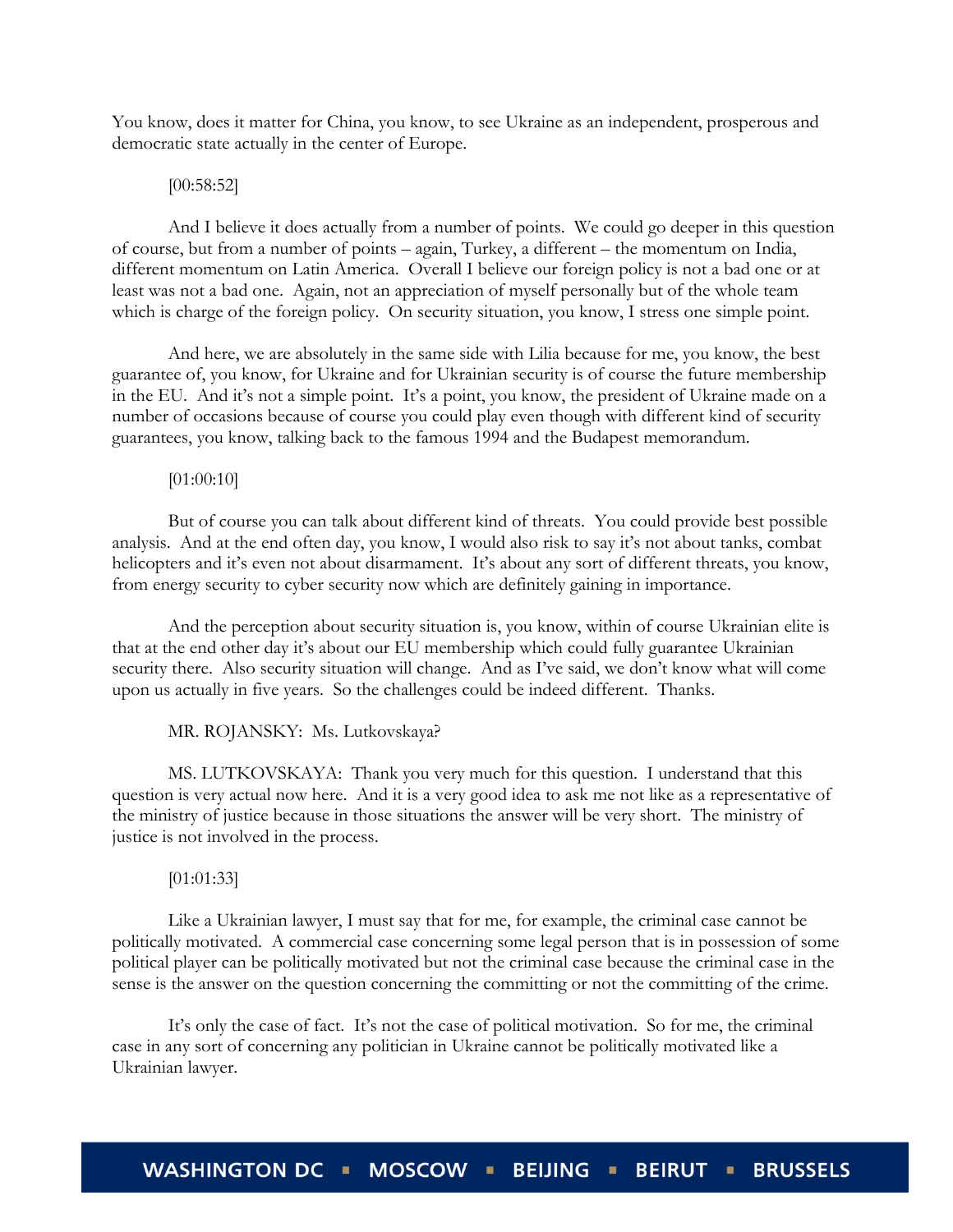You know, does it matter for China, you know, to see Ukraine as an independent, prosperous and democratic state actually in the center of Europe.

[00:58:52]

And I believe it does actually from a number of points. We could go deeper in this question of course, but from a number of points – again, Turkey, a different – the momentum on India, different momentum on Latin America. Overall I believe our foreign policy is not a bad one or at least was not a bad one. Again, not an appreciation of myself personally but of the whole team which is charge of the foreign policy. On security situation, you know, I stress one simple point.

And here, we are absolutely in the same side with Lilia because for me, you know, the best guarantee of, you know, for Ukraine and for Ukrainian security is of course the future membership in the EU. And it's not a simple point. It's a point, you know, the president of Ukraine made on a number of occasions because of course you could play even though with different kind of security guarantees, you know, talking back to the famous 1994 and the Budapest memorandum.

[01:00:10]

But of course you can talk about different kind of threats. You could provide best possible analysis. And at the end often day, you know, I would also risk to say it's not about tanks, combat helicopters and it's even not about disarmament. It's about any sort of different threats, you know, from energy security to cyber security now which are definitely gaining in importance.

And the perception about security situation is, you know, within of course Ukrainian elite is that at the end other day it's about our EU membership which could fully guarantee Ukrainian security there. Also security situation will change. And as I've said, we don't know what will come upon us actually in five years. So the challenges could be indeed different. Thanks.

MR. ROJANSKY: Ms. Lutkovskaya?

MS. LUTKOVSKAYA: Thank you very much for this question. I understand that this question is very actual now here. And it is a very good idea to ask me not like as a representative of the ministry of justice because in those situations the answer will be very short. The ministry of justice is not involved in the process.

[01:01:33]

Like a Ukrainian lawyer, I must say that for me, for example, the criminal case cannot be politically motivated. A commercial case concerning some legal person that is in possession of some political player can be politically motivated but not the criminal case because the criminal case in the sense is the answer on the question concerning the committing or not the committing of the crime.

It's only the case of fact. It's not the case of political motivation. So for me, the criminal case in any sort of concerning any politician in Ukraine cannot be politically motivated like a Ukrainian lawyer.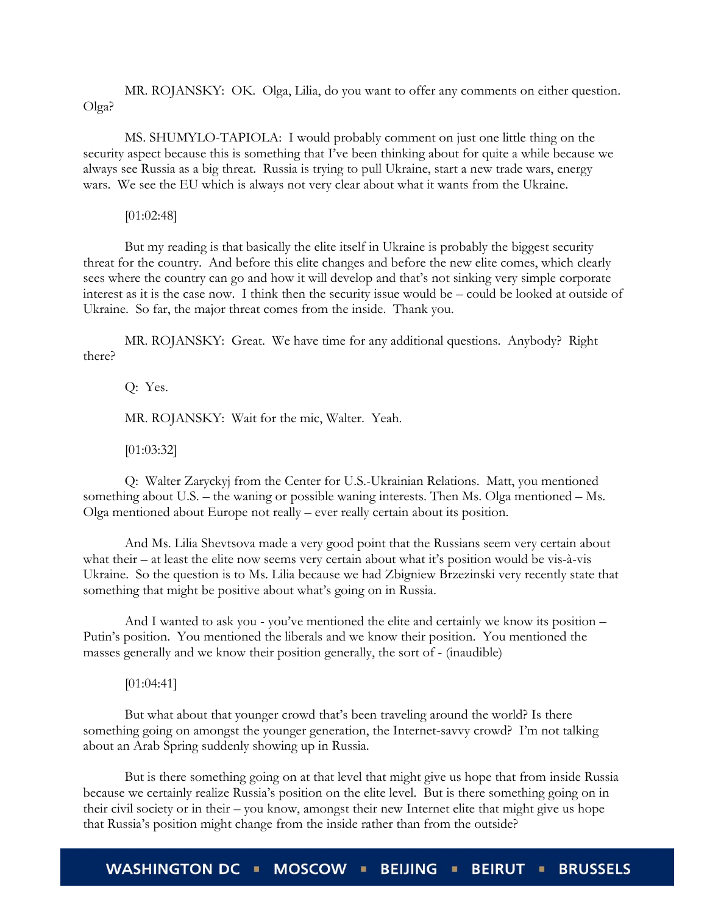MR. ROJANSKY: OK. Olga, Lilia, do you want to offer any comments on either question. Olga?

MS. SHUMYLO-TAPIOLA: I would probably comment on just one little thing on the security aspect because this is something that I've been thinking about for quite a while because we always see Russia as a big threat. Russia is trying to pull Ukraine, start a new trade wars, energy wars. We see the EU which is always not very clear about what it wants from the Ukraine.

[01:02:48]

But my reading is that basically the elite itself in Ukraine is probably the biggest security threat for the country. And before this elite changes and before the new elite comes, which clearly sees where the country can go and how it will develop and that's not sinking very simple corporate interest as it is the case now. I think then the security issue would be – could be looked at outside of Ukraine. So far, the major threat comes from the inside. Thank you.

MR. ROJANSKY: Great. We have time for any additional questions. Anybody? Right there?

Q: Yes.

MR. ROJANSKY: Wait for the mic, Walter. Yeah.

[01:03:32]

Q: Walter Zaryckyj from the Center for U.S.-Ukrainian Relations. Matt, you mentioned something about U.S. – the waning or possible waning interests. Then Ms. Olga mentioned – Ms. Olga mentioned about Europe not really – ever really certain about its position.

And Ms. Lilia Shevtsova made a very good point that the Russians seem very certain about what their – at least the elite now seems very certain about what it's position would be vis-à-vis Ukraine. So the question is to Ms. Lilia because we had Zbigniew Brzezinski very recently state that something that might be positive about what's going on in Russia.

And I wanted to ask you - you've mentioned the elite and certainly we know its position – Putin's position. You mentioned the liberals and we know their position. You mentioned the masses generally and we know their position generally, the sort of - (inaudible)

[01:04:41]

But what about that younger crowd that's been traveling around the world? Is there something going on amongst the younger generation, the Internet-savvy crowd? I'm not talking about an Arab Spring suddenly showing up in Russia.

But is there something going on at that level that might give us hope that from inside Russia because we certainly realize Russia's position on the elite level. But is there something going on in their civil society or in their – you know, amongst their new Internet elite that might give us hope that Russia's position might change from the inside rather than from the outside?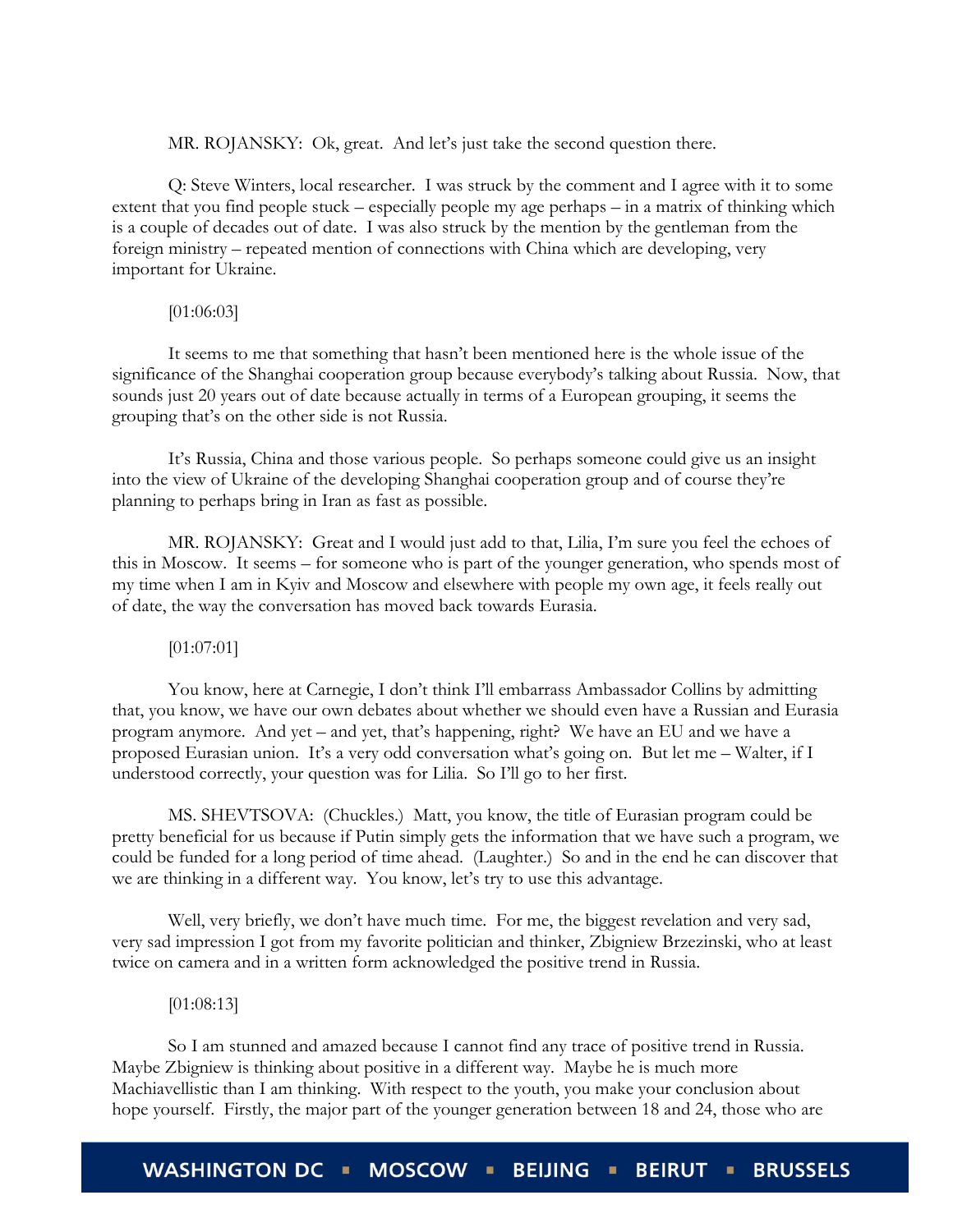MR. ROJANSKY: Ok, great. And let's just take the second question there.

Q: Steve Winters, local researcher. I was struck by the comment and I agree with it to some extent that you find people stuck – especially people my age perhaps – in a matrix of thinking which is a couple of decades out of date. I was also struck by the mention by the gentleman from the foreign ministry – repeated mention of connections with China which are developing, very important for Ukraine.

[01:06:03]

It seems to me that something that hasn't been mentioned here is the whole issue of the significance of the Shanghai cooperation group because everybody's talking about Russia. Now, that sounds just 20 years out of date because actually in terms of a European grouping, it seems the grouping that's on the other side is not Russia.

It's Russia, China and those various people. So perhaps someone could give us an insight into the view of Ukraine of the developing Shanghai cooperation group and of course they're planning to perhaps bring in Iran as fast as possible.

MR. ROJANSKY: Great and I would just add to that, Lilia, I'm sure you feel the echoes of this in Moscow. It seems – for someone who is part of the younger generation, who spends most of my time when I am in Kyiv and Moscow and elsewhere with people my own age, it feels really out of date, the way the conversation has moved back towards Eurasia.

[01:07:01]

You know, here at Carnegie, I don't think I'll embarrass Ambassador Collins by admitting that, you know, we have our own debates about whether we should even have a Russian and Eurasia program anymore. And yet – and yet, that's happening, right? We have an EU and we have a proposed Eurasian union. It's a very odd conversation what's going on. But let me – Walter, if I understood correctly, your question was for Lilia. So I'll go to her first.

MS. SHEVTSOVA: (Chuckles.) Matt, you know, the title of Eurasian program could be pretty beneficial for us because if Putin simply gets the information that we have such a program, we could be funded for a long period of time ahead. (Laughter.) So and in the end he can discover that we are thinking in a different way. You know, let's try to use this advantage.

Well, very briefly, we don't have much time. For me, the biggest revelation and very sad, very sad impression I got from my favorite politician and thinker, Zbigniew Brzezinski, who at least twice on camera and in a written form acknowledged the positive trend in Russia.

[01:08:13]

So I am stunned and amazed because I cannot find any trace of positive trend in Russia. Maybe Zbigniew is thinking about positive in a different way. Maybe he is much more Machiavellistic than I am thinking. With respect to the youth, you make your conclusion about hope yourself. Firstly, the major part of the younger generation between 18 and 24, those who are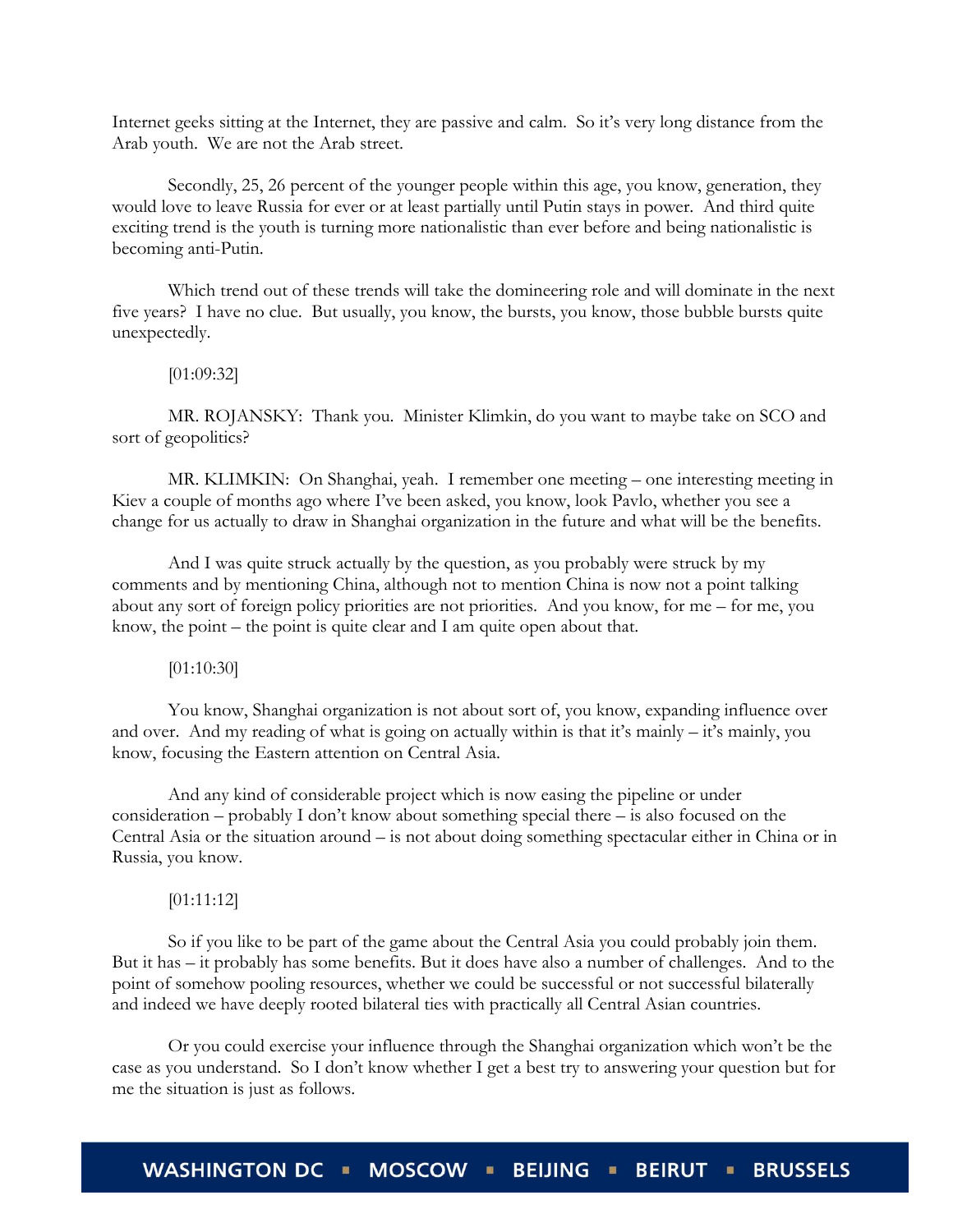Internet geeks sitting at the Internet, they are passive and calm. So it's very long distance from the Arab youth. We are not the Arab street.

Secondly, 25, 26 percent of the younger people within this age, you know, generation, they would love to leave Russia for ever or at least partially until Putin stays in power. And third quite exciting trend is the youth is turning more nationalistic than ever before and being nationalistic is becoming anti-Putin.

Which trend out of these trends will take the domineering role and will dominate in the next five years? I have no clue. But usually, you know, the bursts, you know, those bubble bursts quite unexpectedly.

[01:09:32]

MR. ROJANSKY: Thank you. Minister Klimkin, do you want to maybe take on SCO and sort of geopolitics?

MR. KLIMKIN: On Shanghai, yeah. I remember one meeting – one interesting meeting in Kiev a couple of months ago where I've been asked, you know, look Pavlo, whether you see a change for us actually to draw in Shanghai organization in the future and what will be the benefits.

And I was quite struck actually by the question, as you probably were struck by my comments and by mentioning China, although not to mention China is now not a point talking about any sort of foreign policy priorities are not priorities. And you know, for me – for me, you know, the point – the point is quite clear and I am quite open about that.

[01:10:30]

You know, Shanghai organization is not about sort of, you know, expanding influence over and over. And my reading of what is going on actually within is that it's mainly – it's mainly, you know, focusing the Eastern attention on Central Asia.

And any kind of considerable project which is now easing the pipeline or under consideration – probably I don't know about something special there – is also focused on the Central Asia or the situation around – is not about doing something spectacular either in China or in Russia, you know.

[01:11:12]

So if you like to be part of the game about the Central Asia you could probably join them. But it has – it probably has some benefits. But it does have also a number of challenges. And to the point of somehow pooling resources, whether we could be successful or not successful bilaterally and indeed we have deeply rooted bilateral ties with practically all Central Asian countries.

Or you could exercise your influence through the Shanghai organization which won't be the case as you understand. So I don't know whether I get a best try to answering your question but for me the situation is just as follows.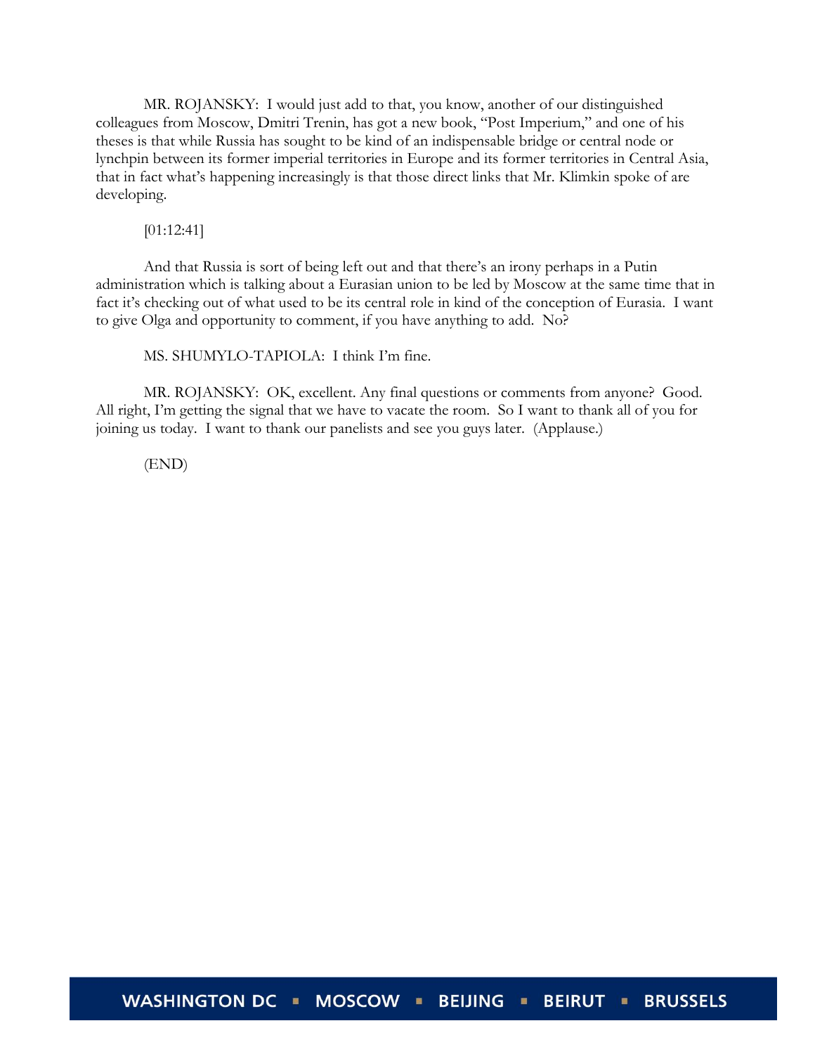MR. ROJANSKY: I would just add to that, you know, another of our distinguished colleagues from Moscow, Dmitri Trenin, has got a new book, "Post Imperium," and one of his theses is that while Russia has sought to be kind of an indispensable bridge or central node or lynchpin between its former imperial territories in Europe and its former territories in Central Asia, that in fact what's happening increasingly is that those direct links that Mr. Klimkin spoke of are developing.

[01:12:41]

And that Russia is sort of being left out and that there's an irony perhaps in a Putin administration which is talking about a Eurasian union to be led by Moscow at the same time that in fact it's checking out of what used to be its central role in kind of the conception of Eurasia. I want to give Olga and opportunity to comment, if you have anything to add. No?

MS. SHUMYLO-TAPIOLA: I think I'm fine.

MR. ROJANSKY: OK, excellent. Any final questions or comments from anyone? Good. All right, I'm getting the signal that we have to vacate the room. So I want to thank all of you for joining us today. I want to thank our panelists and see you guys later. (Applause.)

(END)